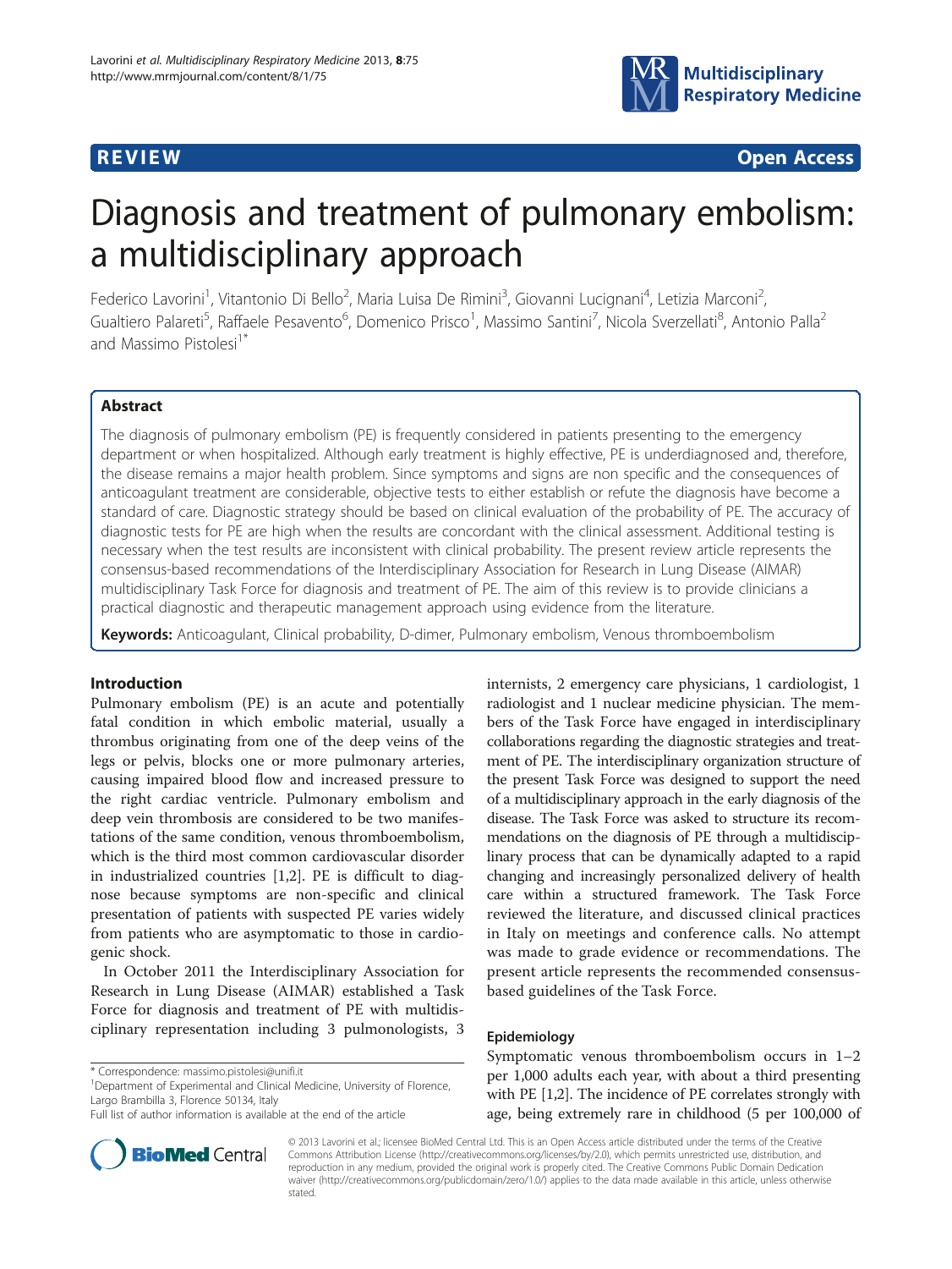**REVIEW** **Open Access**

# Diagnosis and treatment of pulmonary embolism: a multidisciplinary approach

Federico Lavorini[1], Vitantonio Di Bello[2], Maria Luisa De Rimini[3], Giovanni Lucignani[4], Letizia Marconi[2], Gualtiero Palareti[5], Raffaele Pesavento[6], Domenico Prisco[1], Massimo Santini[7], Nicola Sverzellati[8], Antonio Palla[2] and Massimo Pistolesi[1*]

## Abstract

The diagnosis of pulmonary embolism (PE) is frequently considered in patients presenting to the emergency department or when hospitalized. Although early treatment is highly effective, PE is underdiagnosed and, therefore, the disease remains a major health problem. Since symptoms and signs are non specific and the consequences of anticoagulant treatment are considerable, objective tests to either establish or refute the diagnosis have become a standard of care. Diagnostic strategy should be based on clinical evaluation of the probability of PE. The accuracy of diagnostic tests for PE are high when the results are concordant with the clinical assessment. Additional testing is necessary when the test results are inconsistent with clinical probability. The present review article represents the consensus-based recommendations of the Interdisciplinary Association for Research in Lung Disease (AIMAR) multidisciplinary Task Force for diagnosis and treatment of PE. The aim of this review is to provide clinicians a practical diagnostic and therapeutic management approach using evidence from the literature.

**Keywords:** Anticoagulant, Clinical probability, D-dimer, Pulmonary embolism, Venous thromboembolism

## Introduction

Pulmonary embolism (PE) is an acute and potentially fatal condition in which embolic material, usually a thrombus originating from one of the deep veins of the legs or pelvis, blocks one or more pulmonary arteries, causing impaired blood flow and increased pressure to the right cardiac ventricle. Pulmonary embolism and deep vein thrombosis are considered to be two manifestations of the same condition, venous thromboembolism, which is the third most common cardiovascular disorder in industrialized countries [1,2]. PE is difficult to diagnose because symptoms are non-specific and clinical presentation of patients with suspected PE varies widely from patients who are asymptomatic to those in cardiogenic shock.

In October 2011 the Interdisciplinary Association for Research in Lung Disease (AIMAR) established a Task Force for diagnosis and treatment of PE with multidisciplinary representation including 3 pulmonologists, 3 internists, 2 emergency care physicians, 1 cardiologist, 1 radiologist and 1 nuclear medicine physician. The members of the Task Force have engaged in interdisciplinary collaborations regarding the diagnostic strategies and treatment of PE. The interdisciplinary organization structure of the present Task Force was designed to support the need of a multidisciplinary approach in the early diagnosis of the disease. The Task Force was asked to structure its recommendations on the diagnosis of PE through a multidisciplinary process that can be dynamically adapted to a rapid changing and increasingly personalized delivery of health care within a structured framework. The Task Force reviewed the literature, and discussed clinical practices in Italy on meetings and conference calls. No attempt was made to grade evidence or recommendations. The present article represents the recommended consensus-based guidelines of the Task Force.

## Epidemiology

Symptomatic venous thromboembolism occurs in 1–2 per 1,000 adults each year, with about a third presenting with PE [1,2]. The incidence of PE correlates strongly with age, being extremely rare in childhood (5 per 100,000 of

\* Correspondence: massimo.pistolesi@unifi.it
[1]Department of Experimental and Clinical Medicine, University of Florence, Largo Brambilla 3, Florence 50134, Italy
Full list of author information is available at the end of the article

© 2013 Lavorini et al.; licensee BioMed Central Ltd. This is an Open Access article distributed under the terms of the Creative Commons Attribution License (http://creativecommons.org/licenses/by/2.0), which permits unrestricted use, distribution, and reproduction in any medium, provided the original work is properly cited. The Creative Commons Public Domain Dedication waiver (http://creativecommons.org/publicdomain/zero/1.0/) applies to the data made available in this article, unless otherwise stated.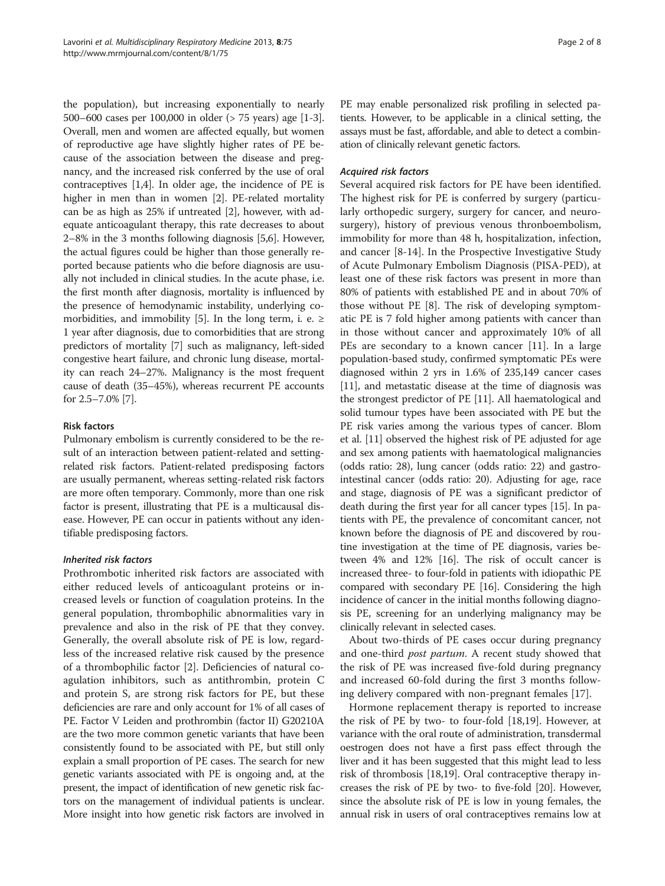the population), but increasing exponentially to nearly 500–600 cases per 100,000 in older (> 75 years) age [1-3]. Overall, men and women are affected equally, but women of reproductive age have slightly higher rates of PE because of the association between the disease and pregnancy, and the increased risk conferred by the use of oral contraceptives [1,4]. In older age, the incidence of PE is higher in men than in women [2]. PE-related mortality can be as high as 25% if untreated [2], however, with adequate anticoagulant therapy, this rate decreases to about 2–8% in the 3 months following diagnosis [5,6]. However, the actual figures could be higher than those generally reported because patients who die before diagnosis are usually not included in clinical studies. In the acute phase, i.e. the first month after diagnosis, mortality is influenced by the presence of hemodynamic instability, underlying comorbidities, and immobility [5]. In the long term, i. e. ≥ 1 year after diagnosis, due to comorbidities that are strong predictors of mortality [7] such as malignancy, left-sided congestive heart failure, and chronic lung disease, mortality can reach 24–27%. Malignancy is the most frequent cause of death (35–45%), whereas recurrent PE accounts for 2.5–7.0% [7].

## Risk factors

Pulmonary embolism is currently considered to be the result of an interaction between patient-related and setting-related risk factors. Patient-related predisposing factors are usually permanent, whereas setting-related risk factors are more often temporary. Commonly, more than one risk factor is present, illustrating that PE is a multicausal disease. However, PE can occur in patients without any identifiable predisposing factors.

### *Inherited risk factors*

Prothrombotic inherited risk factors are associated with either reduced levels of anticoagulant proteins or increased levels or function of coagulation proteins. In the general population, thrombophilic abnormalities vary in prevalence and also in the risk of PE that they convey. Generally, the overall absolute risk of PE is low, regardless of the increased relative risk caused by the presence of a thrombophilic factor [2]. Deficiencies of natural coagulation inhibitors, such as antithrombin, protein C and protein S, are strong risk factors for PE, but these deficiencies are rare and only account for 1% of all cases of PE. Factor V Leiden and prothrombin (factor II) G20210A are the two more common genetic variants that have been consistently found to be associated with PE, but still only explain a small proportion of PE cases. The search for new genetic variants associated with PE is ongoing and, at the present, the impact of identification of new genetic risk factors on the management of individual patients is unclear. More insight into how genetic risk factors are involved in PE may enable personalized risk profiling in selected patients. However, to be applicable in a clinical setting, the assays must be fast, affordable, and able to detect a combination of clinically relevant genetic factors.

### *Acquired risk factors*

Several acquired risk factors for PE have been identified. The highest risk for PE is conferred by surgery (particularly orthopedic surgery, surgery for cancer, and neurosurgery), history of previous venous thronboembolism, immobility for more than 48 h, hospitalization, infection, and cancer [8-14]. In the Prospective Investigative Study of Acute Pulmonary Embolism Diagnosis (PISA-PED), at least one of these risk factors was present in more than 80% of patients with established PE and in about 70% of those without PE [8]. The risk of developing symptomatic PE is 7 fold higher among patients with cancer than in those without cancer and approximately 10% of all PEs are secondary to a known cancer [11]. In a large population-based study, confirmed symptomatic PEs were diagnosed within 2 yrs in 1.6% of 235,149 cancer cases [11], and metastatic disease at the time of diagnosis was the strongest predictor of PE [11]. All haematological and solid tumour types have been associated with PE but the PE risk varies among the various types of cancer. Blom et al. [11] observed the highest risk of PE adjusted for age and sex among patients with haematological malignancies (odds ratio: 28), lung cancer (odds ratio: 22) and gastrointestinal cancer (odds ratio: 20). Adjusting for age, race and stage, diagnosis of PE was a significant predictor of death during the first year for all cancer types [15]. In patients with PE, the prevalence of concomitant cancer, not known before the diagnosis of PE and discovered by routine investigation at the time of PE diagnosis, varies between 4% and 12% [16]. The risk of occult cancer is increased three- to four-fold in patients with idiopathic PE compared with secondary PE [16]. Considering the high incidence of cancer in the initial months following diagnosis PE, screening for an underlying malignancy may be clinically relevant in selected cases.

About two-thirds of PE cases occur during pregnancy and one-third *post partum*. A recent study showed that the risk of PE was increased five-fold during pregnancy and increased 60-fold during the first 3 months following delivery compared with non-pregnant females [17].

Hormone replacement therapy is reported to increase the risk of PE by two- to four-fold [18,19]. However, at variance with the oral route of administration, transdermal oestrogen does not have a first pass effect through the liver and it has been suggested that this might lead to less risk of thrombosis [18,19]. Oral contraceptive therapy increases the risk of PE by two- to five-fold [20]. However, since the absolute risk of PE is low in young females, the annual risk in users of oral contraceptives remains low at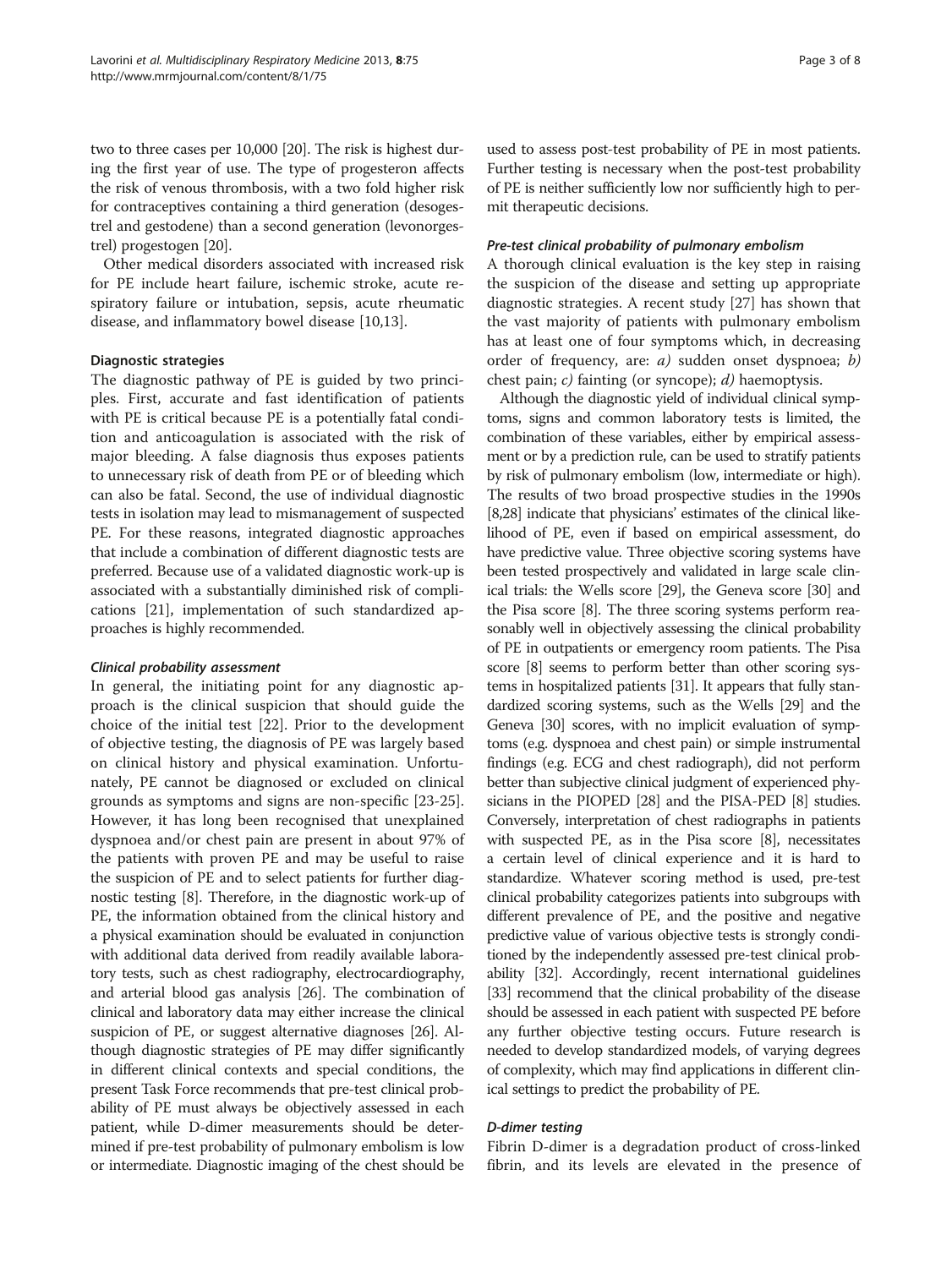two to three cases per 10,000 [20]. The risk is highest during the first year of use. The type of progesteron affects the risk of venous thrombosis, with a two fold higher risk for contraceptives containing a third generation (desogestrel and gestodene) than a second generation (levonorgestrel) progestogen [20].

Other medical disorders associated with increased risk for PE include heart failure, ischemic stroke, acute respiratory failure or intubation, sepsis, acute rheumatic disease, and inflammatory bowel disease [10,13].

## Diagnostic strategies

The diagnostic pathway of PE is guided by two principles. First, accurate and fast identification of patients with PE is critical because PE is a potentially fatal condition and anticoagulation is associated with the risk of major bleeding. A false diagnosis thus exposes patients to unnecessary risk of death from PE or of bleeding which can also be fatal. Second, the use of individual diagnostic tests in isolation may lead to mismanagement of suspected PE. For these reasons, integrated diagnostic approaches that include a combination of different diagnostic tests are preferred. Because use of a validated diagnostic work-up is associated with a substantially diminished risk of complications [21], implementation of such standardized approaches is highly recommended.

### *Clinical probability assessment*

In general, the initiating point for any diagnostic approach is the clinical suspicion that should guide the choice of the initial test [22]. Prior to the development of objective testing, the diagnosis of PE was largely based on clinical history and physical examination. Unfortunately, PE cannot be diagnosed or excluded on clinical grounds as symptoms and signs are non-specific [23-25]. However, it has long been recognised that unexplained dyspnoea and/or chest pain are present in about 97% of the patients with proven PE and may be useful to raise the suspicion of PE and to select patients for further diagnostic testing [8]. Therefore, in the diagnostic work-up of PE, the information obtained from the clinical history and a physical examination should be evaluated in conjunction with additional data derived from readily available laboratory tests, such as chest radiography, electrocardiography, and arterial blood gas analysis [26]. The combination of clinical and laboratory data may either increase the clinical suspicion of PE, or suggest alternative diagnoses [26]. Although diagnostic strategies of PE may differ significantly in different clinical contexts and special conditions, the present Task Force recommends that pre-test clinical probability of PE must always be objectively assessed in each patient, while D-dimer measurements should be determined if pre-test probability of pulmonary embolism is low or intermediate. Diagnostic imaging of the chest should be used to assess post-test probability of PE in most patients. Further testing is necessary when the post-test probability of PE is neither sufficiently low nor sufficiently high to permit therapeutic decisions.

### *Pre-test clinical probability of pulmonary embolism*

A thorough clinical evaluation is the key step in raising the suspicion of the disease and setting up appropriate diagnostic strategies. A recent study [27] has shown that the vast majority of patients with pulmonary embolism has at least one of four symptoms which, in decreasing order of frequency, are: *a)* sudden onset dyspnoea; *b)* chest pain; *c)* fainting (or syncope); *d)* haemoptysis.

Although the diagnostic yield of individual clinical symptoms, signs and common laboratory tests is limited, the combination of these variables, either by empirical assessment or by a prediction rule, can be used to stratify patients by risk of pulmonary embolism (low, intermediate or high). The results of two broad prospective studies in the 1990s [8,28] indicate that physicians' estimates of the clinical likelihood of PE, even if based on empirical assessment, do have predictive value. Three objective scoring systems have been tested prospectively and validated in large scale clinical trials: the Wells score [29], the Geneva score [30] and the Pisa score [8]. The three scoring systems perform reasonably well in objectively assessing the clinical probability of PE in outpatients or emergency room patients. The Pisa score [8] seems to perform better than other scoring systems in hospitalized patients [31]. It appears that fully standardized scoring systems, such as the Wells [29] and the Geneva [30] scores, with no implicit evaluation of symptoms (e.g. dyspnoea and chest pain) or simple instrumental findings (e.g. ECG and chest radiograph), did not perform better than subjective clinical judgment of experienced physicians in the PIOPED [28] and the PISA-PED [8] studies. Conversely, interpretation of chest radiographs in patients with suspected PE, as in the Pisa score [8], necessitates a certain level of clinical experience and it is hard to standardize. Whatever scoring method is used, pre-test clinical probability categorizes patients into subgroups with different prevalence of PE, and the positive and negative predictive value of various objective tests is strongly conditioned by the independently assessed pre-test clinical probability [32]. Accordingly, recent international guidelines [33] recommend that the clinical probability of the disease should be assessed in each patient with suspected PE before any further objective testing occurs. Future research is needed to develop standardized models, of varying degrees of complexity, which may find applications in different clinical settings to predict the probability of PE.

### *D-dimer testing*

Fibrin D-dimer is a degradation product of cross-linked fibrin, and its levels are elevated in the presence of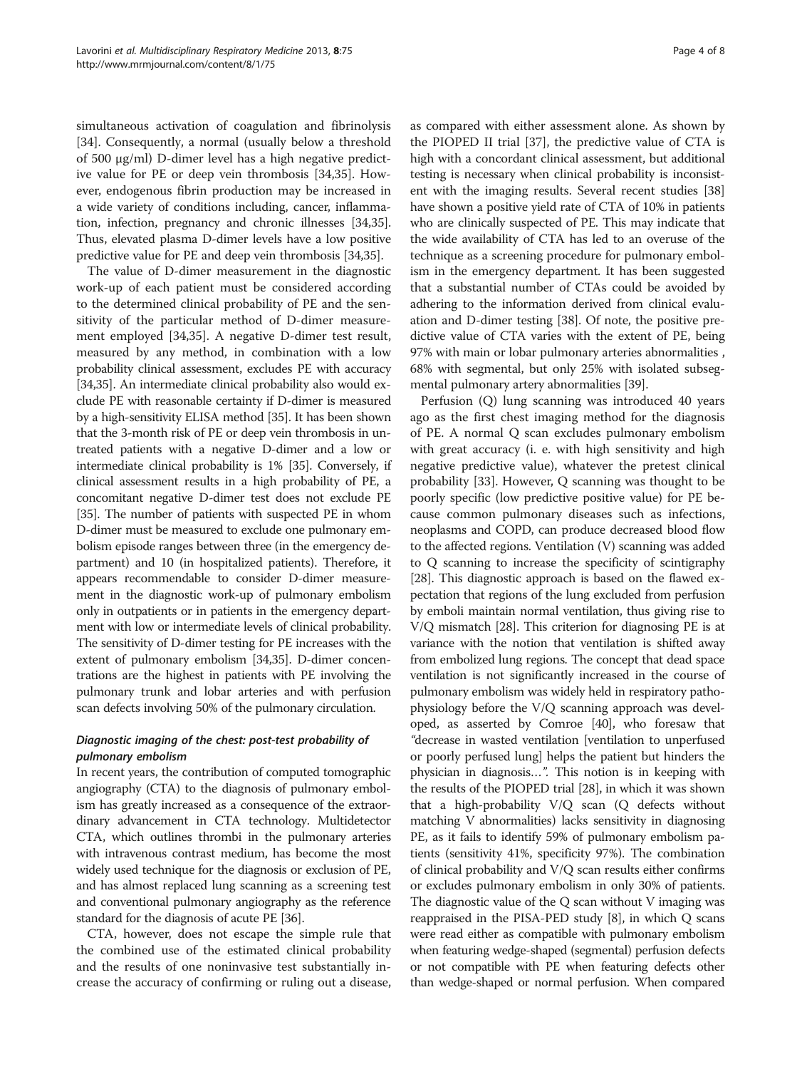simultaneous activation of coagulation and fibrinolysis [34]. Consequently, a normal (usually below a threshold of 500 μg/ml) D-dimer level has a high negative predictive value for PE or deep vein thrombosis [34,35]. However, endogenous fibrin production may be increased in a wide variety of conditions including, cancer, inflammation, infection, pregnancy and chronic illnesses [34,35]. Thus, elevated plasma D-dimer levels have a low positive predictive value for PE and deep vein thrombosis [34,35].

The value of D-dimer measurement in the diagnostic work-up of each patient must be considered according to the determined clinical probability of PE and the sensitivity of the particular method of D-dimer measurement employed [34,35]. A negative D-dimer test result, measured by any method, in combination with a low probability clinical assessment, excludes PE with accuracy [34,35]. An intermediate clinical probability also would exclude PE with reasonable certainty if D-dimer is measured by a high-sensitivity ELISA method [35]. It has been shown that the 3-month risk of PE or deep vein thrombosis in untreated patients with a negative D-dimer and a low or intermediate clinical probability is 1% [35]. Conversely, if clinical assessment results in a high probability of PE, a concomitant negative D-dimer test does not exclude PE [35]. The number of patients with suspected PE in whom D-dimer must be measured to exclude one pulmonary embolism episode ranges between three (in the emergency department) and 10 (in hospitalized patients). Therefore, it appears recommendable to consider D-dimer measurement in the diagnostic work-up of pulmonary embolism only in outpatients or in patients in the emergency department with low or intermediate levels of clinical probability. The sensitivity of D-dimer testing for PE increases with the extent of pulmonary embolism [34,35]. D-dimer concentrations are the highest in patients with PE involving the pulmonary trunk and lobar arteries and with perfusion scan defects involving 50% of the pulmonary circulation.

### *Diagnostic imaging of the chest: post-test probability of pulmonary embolism*

In recent years, the contribution of computed tomographic angiography (CTA) to the diagnosis of pulmonary embolism has greatly increased as a consequence of the extraordinary advancement in CTA technology. Multidetector CTA, which outlines thrombi in the pulmonary arteries with intravenous contrast medium, has become the most widely used technique for the diagnosis or exclusion of PE, and has almost replaced lung scanning as a screening test and conventional pulmonary angiography as the reference standard for the diagnosis of acute PE [36].

CTA, however, does not escape the simple rule that the combined use of the estimated clinical probability and the results of one noninvasive test substantially increase the accuracy of confirming or ruling out a disease, as compared with either assessment alone. As shown by the PIOPED II trial [37], the predictive value of CTA is high with a concordant clinical assessment, but additional testing is necessary when clinical probability is inconsistent with the imaging results. Several recent studies [38] have shown a positive yield rate of CTA of 10% in patients who are clinically suspected of PE. This may indicate that the wide availability of CTA has led to an overuse of the technique as a screening procedure for pulmonary embolism in the emergency department. It has been suggested that a substantial number of CTAs could be avoided by adhering to the information derived from clinical evaluation and D-dimer testing [38]. Of note, the positive predictive value of CTA varies with the extent of PE, being 97% with main or lobar pulmonary arteries abnormalities , 68% with segmental, but only 25% with isolated subsegmental pulmonary artery abnormalities [39].

Perfusion (Q) lung scanning was introduced 40 years ago as the first chest imaging method for the diagnosis of PE. A normal Q scan excludes pulmonary embolism with great accuracy (i. e. with high sensitivity and high negative predictive value), whatever the pretest clinical probability [33]. However, Q scanning was thought to be poorly specific (low predictive positive value) for PE because common pulmonary diseases such as infections, neoplasms and COPD, can produce decreased blood flow to the affected regions. Ventilation (V) scanning was added to Q scanning to increase the specificity of scintigraphy [28]. This diagnostic approach is based on the flawed expectation that regions of the lung excluded from perfusion by emboli maintain normal ventilation, thus giving rise to V/Q mismatch [28]. This criterion for diagnosing PE is at variance with the notion that ventilation is shifted away from embolized lung regions. The concept that dead space ventilation is not significantly increased in the course of pulmonary embolism was widely held in respiratory pathophysiology before the V/Q scanning approach was developed, as asserted by Comroe [40], who foresaw that *"decrease in wasted ventilation [ventilation to unperfused or poorly perfused lung] helps the patient but hinders the physician in diagnosis…"*. This notion is in keeping with the results of the PIOPED trial [28], in which it was shown that a high-probability V/Q scan (Q defects without matching V abnormalities) lacks sensitivity in diagnosing PE, as it fails to identify 59% of pulmonary embolism patients (sensitivity 41%, specificity 97%). The combination of clinical probability and V/Q scan results either confirms or excludes pulmonary embolism in only 30% of patients. The diagnostic value of the Q scan without V imaging was reappraised in the PISA-PED study [8], in which Q scans were read either as compatible with pulmonary embolism when featuring wedge-shaped (segmental) perfusion defects or not compatible with PE when featuring defects other than wedge-shaped or normal perfusion. When compared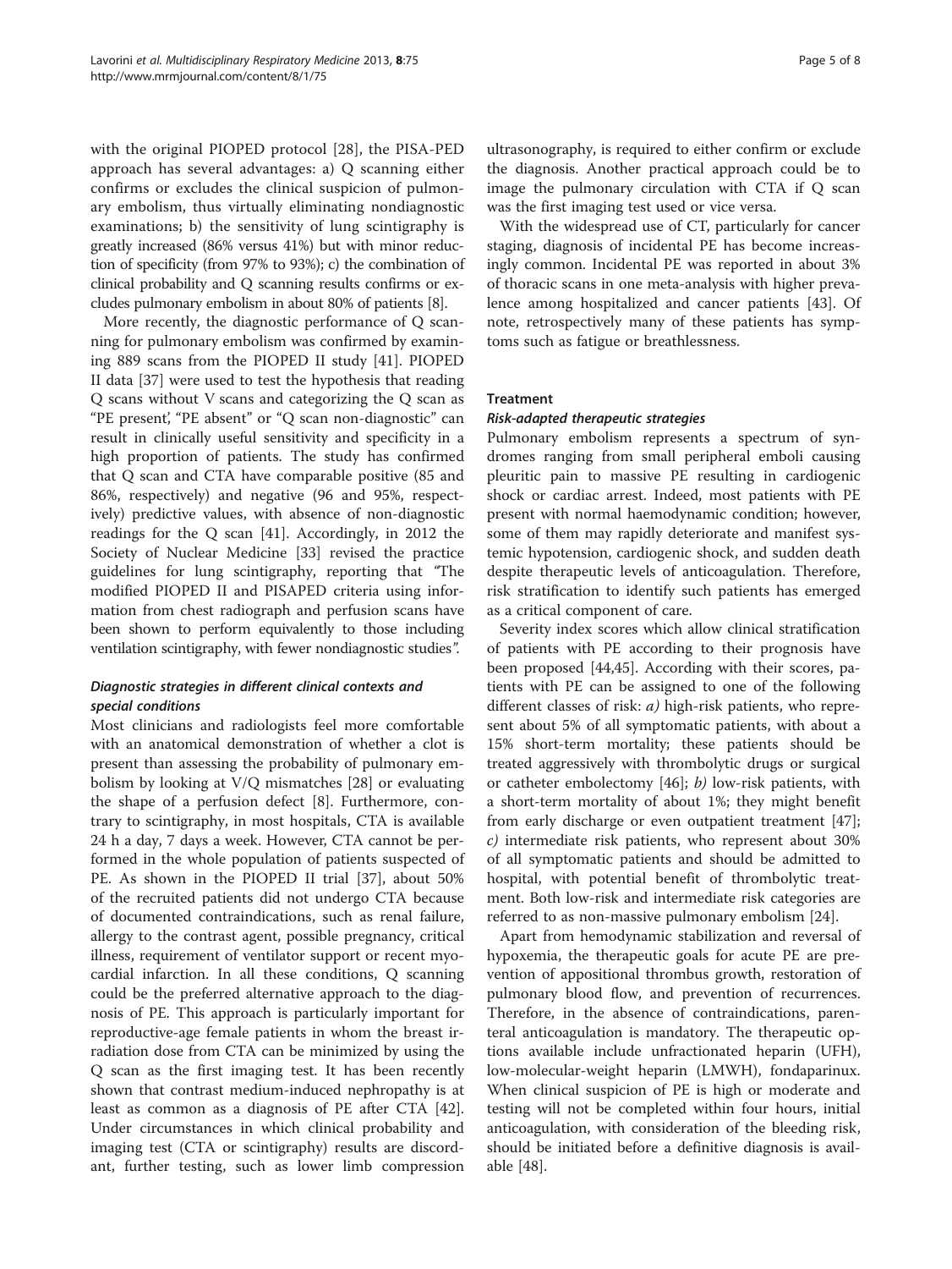with the original PIOPED protocol [28], the PISA-PED approach has several advantages: a) Q scanning either confirms or excludes the clinical suspicion of pulmonary embolism, thus virtually eliminating nondiagnostic examinations; b) the sensitivity of lung scintigraphy is greatly increased (86% versus 41%) but with minor reduction of specificity (from 97% to 93%); c) the combination of clinical probability and Q scanning results confirms or excludes pulmonary embolism in about 80% of patients [8].

More recently, the diagnostic performance of Q scanning for pulmonary embolism was confirmed by examining 889 scans from the PIOPED II study [41]. PIOPED II data [37] were used to test the hypothesis that reading Q scans without V scans and categorizing the Q scan as "PE present", "PE absent" or "Q scan non-diagnostic" can result in clinically useful sensitivity and specificity in a high proportion of patients. The study has confirmed that Q scan and CTA have comparable positive (85 and 86%, respectively) and negative (96 and 95%, respectively) predictive values, with absence of non-diagnostic readings for the Q scan [41]. Accordingly, in 2012 the Society of Nuclear Medicine [33] revised the practice guidelines for lung scintigraphy, reporting that *"The modified PIOPED II and PISAPED criteria using information from chest radiograph and perfusion scans have been shown to perform equivalently to those including ventilation scintigraphy, with fewer nondiagnostic studies"*.

### *Diagnostic strategies in different clinical contexts and special conditions*

Most clinicians and radiologists feel more comfortable with an anatomical demonstration of whether a clot is present than assessing the probability of pulmonary embolism by looking at V/Q mismatches [28] or evaluating the shape of a perfusion defect [8]. Furthermore, contrary to scintigraphy, in most hospitals, CTA is available 24 h a day, 7 days a week. However, CTA cannot be performed in the whole population of patients suspected of PE. As shown in the PIOPED II trial [37], about 50% of the recruited patients did not undergo CTA because of documented contraindications, such as renal failure, allergy to the contrast agent, possible pregnancy, critical illness, requirement of ventilator support or recent myocardial infarction. In all these conditions, Q scanning could be the preferred alternative approach to the diagnosis of PE. This approach is particularly important for reproductive-age female patients in whom the breast irradiation dose from CTA can be minimized by using the Q scan as the first imaging test. It has been recently shown that contrast medium-induced nephropathy is at least as common as a diagnosis of PE after CTA [42]. Under circumstances in which clinical probability and imaging test (CTA or scintigraphy) results are discordant, further testing, such as lower limb compression ultrasonography, is required to either confirm or exclude the diagnosis. Another practical approach could be to image the pulmonary circulation with CTA if Q scan was the first imaging test used or vice versa.

With the widespread use of CT, particularly for cancer staging, diagnosis of incidental PE has become increasingly common. Incidental PE was reported in about 3% of thoracic scans in one meta-analysis with higher prevalence among hospitalized and cancer patients [43]. Of note, retrospectively many of these patients has symptoms such as fatigue or breathlessness.

## Treatment

### *Risk-adapted therapeutic strategies*

Pulmonary embolism represents a spectrum of syndromes ranging from small peripheral emboli causing pleuritic pain to massive PE resulting in cardiogenic shock or cardiac arrest. Indeed, most patients with PE present with normal haemodynamic condition; however, some of them may rapidly deteriorate and manifest systemic hypotension, cardiogenic shock, and sudden death despite therapeutic levels of anticoagulation. Therefore, risk stratification to identify such patients has emerged as a critical component of care.

Severity index scores which allow clinical stratification of patients with PE according to their prognosis have been proposed [44,45]. According with their scores, patients with PE can be assigned to one of the following different classes of risk: *a)* high-risk patients, who represent about 5% of all symptomatic patients, with about a 15% short-term mortality; these patients should be treated aggressively with thrombolytic drugs or surgical or catheter embolectomy [46]; *b)* low-risk patients, with a short-term mortality of about 1%; they might benefit from early discharge or even outpatient treatment [47]; *c)* intermediate risk patients, who represent about 30% of all symptomatic patients and should be admitted to hospital, with potential benefit of thrombolytic treatment. Both low-risk and intermediate risk categories are referred to as non-massive pulmonary embolism [24].

Apart from hemodynamic stabilization and reversal of hypoxemia, the therapeutic goals for acute PE are prevention of appositional thrombus growth, restoration of pulmonary blood flow, and prevention of recurrences. Therefore, in the absence of contraindications, parenteral anticoagulation is mandatory. The therapeutic options available include unfractionated heparin (UFH), low-molecular-weight heparin (LMWH), fondaparinux. When clinical suspicion of PE is high or moderate and testing will not be completed within four hours, initial anticoagulation, with consideration of the bleeding risk, should be initiated before a definitive diagnosis is available [48].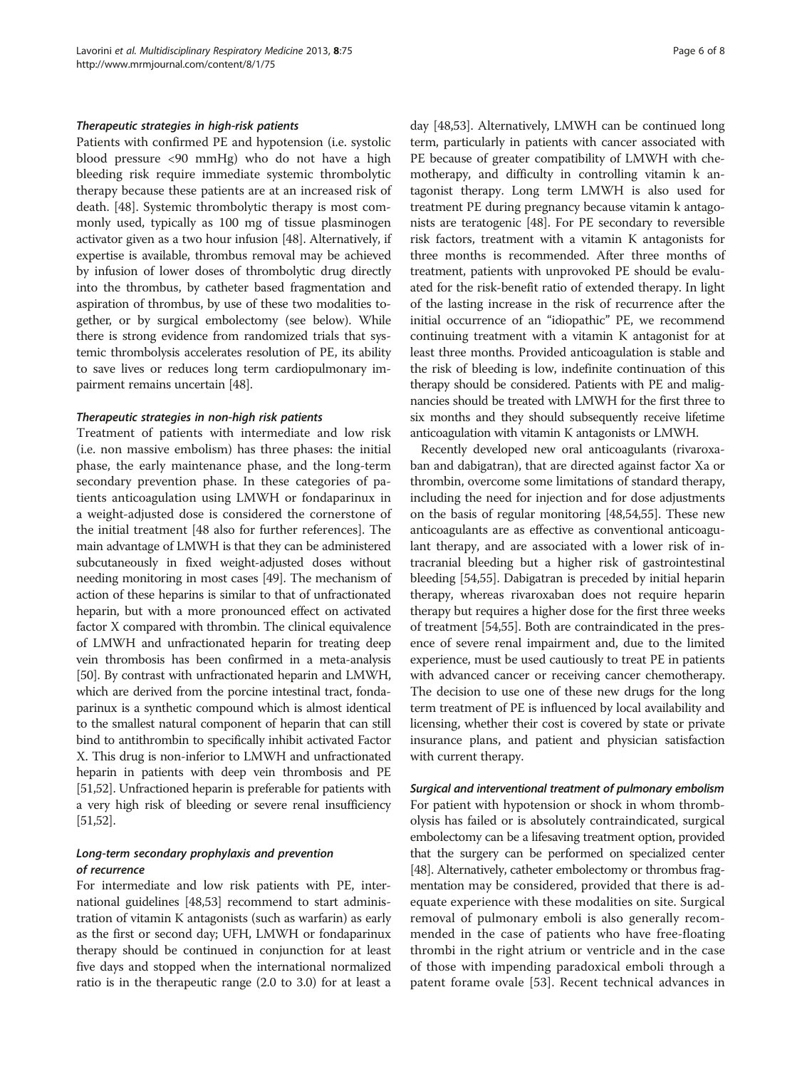#### *Therapeutic strategies in high-risk patients*

Patients with confirmed PE and hypotension (i.e. systolic blood pressure <90 mmHg) who do not have a high bleeding risk require immediate systemic thrombolytic therapy because these patients are at an increased risk of death. [48]. Systemic thrombolytic therapy is most commonly used, typically as 100 mg of tissue plasminogen activator given as a two hour infusion [48]. Alternatively, if expertise is available, thrombus removal may be achieved by infusion of lower doses of thrombolytic drug directly into the thrombus, by catheter based fragmentation and aspiration of thrombus, by use of these two modalities together, or by surgical embolectomy (see below). While there is strong evidence from randomized trials that systemic thrombolysis accelerates resolution of PE, its ability to save lives or reduces long term cardiopulmonary impairment remains uncertain [48].

#### *Therapeutic strategies in non-high risk patients*

Treatment of patients with intermediate and low risk (i.e. non massive embolism) has three phases: the initial phase, the early maintenance phase, and the long-term secondary prevention phase. In these categories of patients anticoagulation using LMWH or fondaparinux in a weight-adjusted dose is considered the cornerstone of the initial treatment [48 also for further references]. The main advantage of LMWH is that they can be administered subcutaneously in fixed weight-adjusted doses without needing monitoring in most cases [49]. The mechanism of action of these heparins is similar to that of unfractionated heparin, but with a more pronounced effect on activated factor X compared with thrombin. The clinical equivalence of LMWH and unfractionated heparin for treating deep vein thrombosis has been confirmed in a meta-analysis [50]. By contrast with unfractionated heparin and LMWH, which are derived from the porcine intestinal tract, fondaparinux is a synthetic compound which is almost identical to the smallest natural component of heparin that can still bind to antithrombin to specifically inhibit activated Factor X. This drug is non-inferior to LMWH and unfractionated heparin in patients with deep vein thrombosis and PE [51,52]. Unfractioned heparin is preferable for patients with a very high risk of bleeding or severe renal insufficiency [51,52].

#### *Long-term secondary prophylaxis and prevention of recurrence*

For intermediate and low risk patients with PE, international guidelines [48,53] recommend to start administration of vitamin K antagonists (such as warfarin) as early as the first or second day; UFH, LMWH or fondaparinux therapy should be continued in conjunction for at least five days and stopped when the international normalized ratio is in the therapeutic range (2.0 to 3.0) for at least a day [48,53]. Alternatively, LMWH can be continued long term, particularly in patients with cancer associated with PE because of greater compatibility of LMWH with chemotherapy, and difficulty in controlling vitamin k antagonist therapy. Long term LMWH is also used for treatment PE during pregnancy because vitamin k antagonists are teratogenic [48]. For PE secondary to reversible risk factors, treatment with a vitamin K antagonists for three months is recommended. After three months of treatment, patients with unprovoked PE should be evaluated for the risk-benefit ratio of extended therapy. In light of the lasting increase in the risk of recurrence after the initial occurrence of an "idiopathic" PE, we recommend continuing treatment with a vitamin K antagonist for at least three months. Provided anticoagulation is stable and the risk of bleeding is low, indefinite continuation of this therapy should be considered. Patients with PE and malignancies should be treated with LMWH for the first three to six months and they should subsequently receive lifetime anticoagulation with vitamin K antagonists or LMWH.

Recently developed new oral anticoagulants (rivaroxaban and dabigatran), that are directed against factor Xa or thrombin, overcome some limitations of standard therapy, including the need for injection and for dose adjustments on the basis of regular monitoring [48,54,55]. These new anticoagulants are as effective as conventional anticoagulant therapy, and are associated with a lower risk of intracranial bleeding but a higher risk of gastrointestinal bleeding [54,55]. Dabigatran is preceded by initial heparin therapy, whereas rivaroxaban does not require heparin therapy but requires a higher dose for the first three weeks of treatment [54,55]. Both are contraindicated in the presence of severe renal impairment and, due to the limited experience, must be used cautiously to treat PE in patients with advanced cancer or receiving cancer chemotherapy. The decision to use one of these new drugs for the long term treatment of PE is influenced by local availability and licensing, whether their cost is covered by state or private insurance plans, and patient and physician satisfaction with current therapy.

#### *Surgical and interventional treatment of pulmonary embolism*

For patient with hypotension or shock in whom thrombolysis has failed or is absolutely contraindicated, surgical embolectomy can be a lifesaving treatment option, provided that the surgery can be performed on specialized center [48]. Alternatively, catheter embolectomy or thrombus fragmentation may be considered, provided that there is adequate experience with these modalities on site. Surgical removal of pulmonary emboli is also generally recommended in the case of patients who have free-floating thrombi in the right atrium or ventricle and in the case of those with impending paradoxical emboli through a patent forame ovale [53]. Recent technical advances in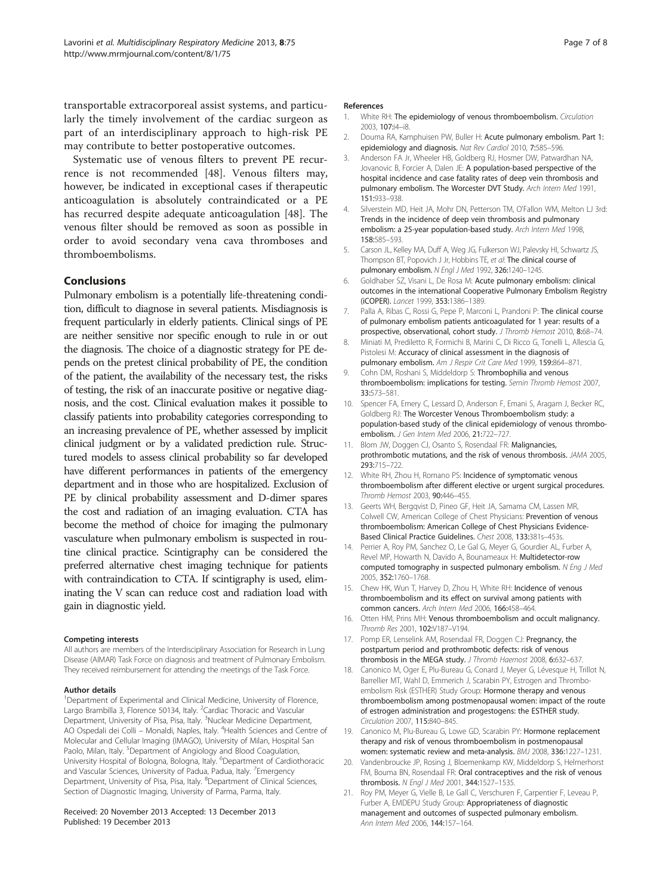transportable extracorporeal assist systems, and particularly the timely involvement of the cardiac surgeon as part of an interdisciplinary approach to high-risk PE may contribute to better postoperative outcomes.

Systematic use of venous filters to prevent PE recurrence is not recommended [48]. Venous filters may, however, be indicated in exceptional cases if therapeutic anticoagulation is absolutely contraindicated or a PE has recurred despite adequate anticoagulation [48]. The venous filter should be removed as soon as possible in order to avoid secondary vena cava thromboses and thromboembolisms.

## Conclusions

Pulmonary embolism is a potentially life-threatening condition, difficult to diagnose in several patients. Misdiagnosis is frequent particularly in elderly patients. Clinical sings of PE are neither sensitive nor specific enough to rule in or out the diagnosis. The choice of a diagnostic strategy for PE depends on the pretest clinical probability of PE, the condition of the patient, the availability of the necessary test, the risks of testing, the risk of an inaccurate positive or negative diagnosis, and the cost. Clinical evaluation makes it possible to classify patients into probability categories corresponding to an increasing prevalence of PE, whether assessed by implicit clinical judgment or by a validated prediction rule. Structured models to assess clinical probability so far developed have different performances in patients of the emergency department and in those who are hospitalized. Exclusion of PE by clinical probability assessment and D-dimer spares the cost and radiation of an imaging evaluation. CTA has become the method of choice for imaging the pulmonary vasculature when pulmonary embolism is suspected in routine clinical practice. Scintigraphy can be considered the preferred alternative chest imaging technique for patients with contraindication to CTA. If scintigraphy is used, eliminating the V scan can reduce cost and radiation load with gain in diagnostic yield.

#### Competing interests

All authors are members of the Interdisciplinary Association for Research in Lung Disease (AIMAR) Task Force on diagnosis and treatment of Pulmonary Embolism. They received reimbursement for attending the meetings of the Task Force.

#### Author details

[1]Department of Experimental and Clinical Medicine, University of Florence, Largo Brambilla 3, Florence 50134, Italy. [2]Cardiac Thoracic and Vascular Department, University of Pisa, Pisa, Italy. [3]Nuclear Medicine Department, AO Ospedali dei Colli – Monaldi, Naples, Italy. [4]Health Sciences and Centre of Molecular and Cellular Imaging (IMAGO), University of Milan, Hospital San Paolo, Milan, Italy. [5]Department of Angiology and Blood Coagulation, University Hospital of Bologna, Bologna, Italy. [6]Department of Cardiothoracic and Vascular Sciences, University of Padua, Padua, Italy. [7]Emergency Department, University of Pisa, Pisa, Italy. [8]Department of Clinical Sciences, Section of Diagnostic Imaging, University of Parma, Parma, Italy.

Received: 20 November 2013 Accepted: 13 December 2013
Published: 19 December 2013

#### References

1. White RH: The epidemiology of venous thromboembolism. *Circulation* 2003, **107:**i4–i8.
2. Douma RA, Kamphuisen PW, Buller H: Acute pulmonary embolism. Part 1: epidemiology and diagnosis. *Nat Rev Cardiol* 2010, **7:**585–596.
3. Anderson FA Jr, Wheeler HB, Goldberg RJ, Hosmer DW, Patwardhan NA, Jovanovic B, Forcier A, Dalen JE: A population-based perspective of the hospital incidence and case fatality rates of deep vein thrombosis and pulmonary embolism. The Worcester DVT Study. *Arch Intern Med* 1991, **151:**933–938.
4. Silverstein MD, Heit JA, Mohr DN, Petterson TM, O'Fallon WM, Melton LJ 3rd: Trends in the incidence of deep vein thrombosis and pulmonary embolism: a 25-year population-based study. *Arch Intern Med* 1998, **158:**585–593.
5. Carson JL, Kelley MA, Duff A, Weg JG, Fulkerson WJ, Palevsky HI, Schwartz JS, Thompson BT, Popovich J Jr, Hobbins TE, *et al*: The clinical course of pulmonary embolism. *N Engl J Med* 1992, **326:**1240–1245.
6. Goldhaber SZ, Visani L, De Rosa M: Acute pulmonary embolism: clinical outcomes in the international Cooperative Pulmonary Embolism Registry (ICOPER). *Lancet* 1999, **353:**1386–1389.
7. Palla A, Ribas C, Rossi G, Pepe P, Marconi L, Prandoni P: The clinical course of pulmonary embolism patients anticoagulated for 1 year: results of a prospective, observational, cohort study. *J Thromb Hemost* 2010, **8:**68–74.
8. Miniati M, Prediletto R, Formichi B, Marini C, Di Ricco G, Tonelli L, Allescia G, Pistolesi M: Accuracy of clinical assessment in the diagnosis of pulmonary embolism. *Am J Respir Crit Care Med* 1999, **159:**864–871.
9. Cohn DM, Roshani S, Middeldorp S: Thrombophilia and venous thromboembolism: implications for testing. *Semin Thromb Hemost* 2007, **33:**573–581.
10. Spencer FA, Emery C, Lessard D, Anderson F, Emani S, Aragam J, Becker RC, Goldberg RJ: The Worcester Venous Thromboembolism study: a population-based study of the clinical epidemiology of venous thromboembolism. *J Gen Intern Med* 2006, **21:**722–727.
11. Blom JW, Doggen CJ, Osanto S, Rosendaal FR: Malignancies, prothrombotic mutations, and the risk of venous thrombosis. *JAMA* 2005, **293:**715–722.
12. White RH, Zhou H, Romano PS: Incidence of symptomatic venous thromboembolism after different elective or urgent surgical procedures. *Thromb Hemost* 2003, **90:**446–455.
13. Geerts WH, Bergqvist D, Pineo GF, Heit JA, Samama CM, Lassen MR, Colwell CW, American College of Chest Physicians: Prevention of venous thromboembolism: American College of Chest Physicians Evidence-Based Clinical Practice Guidelines. *Chest* 2008, **133:**381s–453s.
14. Perrier A, Roy PM, Sanchez O, Le Gal G, Meyer G, Gourdier AL, Furber A, Revel MP, Howarth N, Davido A, Bounameaux H: Multidetector-row computed tomography in suspected pulmonary embolism. *N Eng J Med* 2005, **352:**1760–1768.
15. Chew HK, Wun T, Harvey D, Zhou H, White RH: Incidence of venous thromboembolism and its effect on survival among patients with common cancers. *Arch Intern Med* 2006, **166:**458–464.
16. Otten HM, Prins MH: Venous thromboembolism and occult malignancy. *Thromb Res* 2001, **102:**V187–V194.
17. Pomp ER, Lenselink AM, Rosendaal FR, Doggen CJ: Pregnancy, the postpartum period and prothrombotic defects: risk of venous thrombosis in the MEGA study. *J Thromb Haemost* 2008, **6:**632–637.
18. Canonico M, Oger E, Plu-Bureau G, Conard J, Meyer G, Lévesque H, Trillot N, Barrellier MT, Wahl D, Emmerich J, Scarabin PY, Estrogen and Thromboembolism Risk (ESTHER) Study Group: Hormone therapy and venous thromboembolism among postmenopausal women: impact of the route of estrogen administration and progestogens: the ESTHER study. *Circulation* 2007, **115:**840–845.
19. Canonico M, Plu-Bureau G, Lowe GD, Scarabin PY: Hormone replacement therapy and risk of venous thromboembolism in postmenopausal women: systematic review and meta-analysis. *BMJ* 2008, **336:**1227–1231.
20. Vandenbroucke JP, Rosing J, Bloemenkamp KW, Middeldorp S, Helmerhorst FM, Bouma BN, Rosendaal FR: Oral contraceptives and the risk of venous thrombosis. *N Engl J Med* 2001, **344:**1527–1535.
21. Roy PM, Meyer G, Vielle B, Le Gall C, Verschuren F, Carpentier F, Leveau P, Furber A, EMDEPU Study Group: Appropriateness of diagnostic management and outcomes of suspected pulmonary embolism. *Ann Intern Med* 2006, **144:**157–164.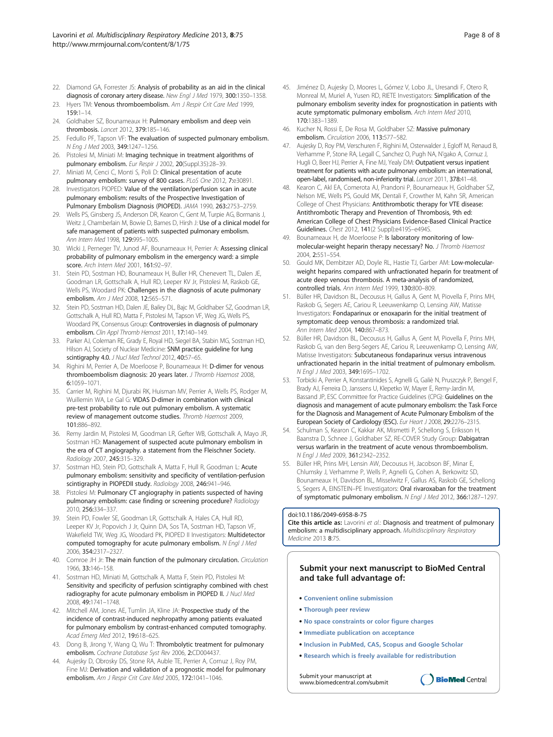22. Diamond GA, Forrester JS: **Analysis of probability as an aid in the clinical diagnosis of coronary artery disease.** *New Engl J Med* 1979, **300:**1350–1358.
23. Hyers TM: **Venous thromboembolism.** *Am J Respir Crit Care Med* 1999, **159:**1–14.
24. Goldhaber SZ, Bounameaux H: **Pulmonary embolism and deep vein thrombosis.** *Lancet* 2012, **379:**185–146.
25. Fedullo PF, Tapson VF: **The evaluation of suspected pulmonary embolism.** *N Eng J Med* 2003, **349:**1247–1256.
26. Pistolesi M, Miniati M: **Imaging technique in treatment algorithms of pulmonary embolism.** *Eur Respir J* 2002, **20**(Suppl.35):28–39.
27. Miniati M, Cenci C, Monti S, Poli D: **Clinical presentation of acute pulmonary embolism: survey of 800 cases.** *PLoS One* 2012, **7:**e30891.
28. Investigators PIOPED: **Value of the ventilation/perfusion scan in acute pulmonary embolism: results of the Prospective Investigation of Pulmonary Embolism Diagnosis (PIOPED).** *JAMA* 1990, **263:**2753–2759.
29. Wells PS, Ginsberg JS, Anderson DR, Kearon C, Gent M, Turpie AG, Bormanis J, Weitz J, Chamberlain M, Bowie D, Barnes D, Hirsh J: **Use of a clinical model for safe management of patients with suspected pulmonary embolism.** *Ann Intern Med* 1998, **129:**995–1005.
30. Wicki J, Perneger TV, Junod AF, Bounameaux H, Perrier A: **Assessing clinical probability of pulmonary embolism in the emergency ward: a simple score.** *Arch Intern Med* 2001, **161:**92–97.
31. Stein PD, Sostman HD, Bounameaux H, Buller HR, Chenevert TL, Dalen JE, Goodman LR, Gottschalk A, Hull RD, Leeper KV Jr, Pistolesi M, Raskob GE, Wells PS, Woodard PK: **Challenges in the diagnosis of acute pulmonary embolism.** *Am J Med* 2008, **12:**565–571.
32. Stein PD, Sostman HD, Dalen JE, Bailey DL, Bajc M, Goldhaber SZ, Goodman LR, Gottschalk A, Hull RD, Matta F, Pistolesi M, Tapson VF, Weg JG, Wells PS, Woodard PK, Consensus Group: **Controversies in diagnosis of pulmonary embolism.** *Clin Appl Thromb Hemost* 2011, **17:**140–149.
33. Parker AJ, Coleman RE, Grady E, Royal HD, Siegel BA, Stabin MG, Sostman HD, Hilson AJ, Society of Nuclear Medicine: **SNM practice guideline for lung scintigraphy 4.0.** *J Nucl Med Technol* 2012, **40:**57–65.
34. Righini M, Perrier A, De Moerloose P, Bounameaux H: **D-dimer for venous thromboembolism diagnosis: 20 years later.** *J Thromb Haemost* 2008, **6:**1059–1071.
35. Carrier M, Righini M, Djurabi RK, Huisman MV, Perrier A, Wells PS, Rodger M, Wuillemin WA, Le Gal G: **VIDAS D-dimer in combination with clinical pre-test probability to rule out pulmonary embolism. A systematic review of management outcome studies.** *Thromb Haemost* 2009, **101:**886–892.
36. Remy Jardin M, Pistolesi M, Goodman LR, Gefter WB, Gottschalk A, Mayo JR, Sostman HD: **Management of suspected acute pulmonary embolism in the era of CT angiography. a statement from the Fleischner Society.** *Radiology* 2007, **245:**315–329.
37. Sostman HD, Stein PD, Gottschalk A, Matta F, Hull R, Goodman L: **Acute pulmonary embolism: sensitivity and specificity of ventilation-perfusion scintigraphy in PIOPEDII study.** *Radiology* 2008, **246:**941–946.
38. Pistolesi M: **Pulmonary CT angiography in patients suspected of having pulmonary embolism: case finding or screening procedure?** *Radiology* 2010, **256:**334–337.
39. Stein PD, Fowler SE, Goodman LR, Gottschalk A, Hales CA, Hull RD, Leeper KV Jr, Popovich J Jr, Quinn DA, Sos TA, Sostman HD, Tapson VF, Wakefield TW, Weg JG, Woodard PK, PIOPED II Investigators: **Multidetector computed tomography for acute pulmonary embolism.** *N Engl J Med* 2006, **354:**2317–2327.
40. Comroe JH Jr: **The main function of the pulmonary circulation.** *Circulation* 1966, **33:**146–158.
41. Sostman HD, Miniati M, Gottschalk A, Matta F, Stein PD, Pistolesi M: **Sensitivity and specificity of perfusion scintigraphy combined with chest radiography for acute pulmonary embolism in PIOPED II.** *J Nucl Med* 2008, **49:**1741–1748.
42. Mitchell AM, Jones AE, Tumlin JA, Kline JA: **Prospective study of the incidence of contrast-induced nephropathy among patients evaluated for pulmonary embolism by contrast-enhanced computed tomography.** *Acad Emerg Med* 2012, **19:**618–625.
43. Dong B, Jirong Y, Wang Q, Wu T: **Thrombolytic treatment for pulmonary embolism.** *Cochrane Database Syst Rev* 2006, **2:**CD004437.
44. Aujesky D, Obrosky DS, Stone RA, Auble TE, Perrier A, Cornuz J, Roy PM, Fine MJ: **Derivation and validation of a prognostic model for pulmonary embolism.** *Am J Respir Crit Care Med* 2005, **172:**1041–1046.
45. Jiménez D, Aujesky D, Moores L, Gómez V, Lobo JL, Uresandi F, Otero R, Monreal M, Muriel A, Yusen RD, RIETE Investigators: **Simplification of the pulmonary embolism severity index for prognostication in patients with acute symptomatic pulmonary embolism.** *Arch Intern Med* 2010, **170:**1383–1389.
46. Kucher N, Rossi E, De Rosa M, Goldhaber SZ: **Massive pulmonary embolism.** *Circulation* 2006, **113:**577–582.
47. Aujesky D, Roy PM, Verschuren F, Righini M, Osterwalder J, Egloff M, Renaud B, Verhamme P, Stone RA, Legall C, Sanchez O, Pugh NA, N'gako A, Cornuz J, Hugli O, Beer HJ, Perrier A, Fine MJ, Yealy DM: **Outpatient versus inpatient treatment for patients with acute pulmonary embolism: an international, open-label, randomised, non-inferiority trial.** *Lancet* 2011, **378:**41–48.
48. Kearon C, Akl EA, Comerota AJ, Prandoni P, Bounameaux H, Goldhaber SZ, Nelson ME, Wells PS, Gould MK, Dentali F, Crowther M, Kahn SR, American College of Chest Physicians: **Antithrombotic therapy for VTE disease: Antithrombotic Therapy and Prevention of Thrombosis, 9th ed: American College of Chest Physicians Evidence-Based Clinical Practice Guidelines.** *Chest* 2012, **141**(2 Suppl):e419S–e494S.
49. Bounameaux H, de Moerloose P: **Is laboratory monitoring of low-molecular-weight heparin therapy necessary? No.** *J Thromb Haemost* 2004, **2:**551–554.
50. Gould MK, Dembitzer AD, Doyle RL, Hastie TJ, Garber AM: **Low-molecular-weight heparins compared with unfractionated heparin for treatment of acute deep venous thrombosis. A meta-analysis of randomized, controlled trials.** *Ann Intern Med* 1999, **130:**800–809.
51. Büller HR, Davidson BL, Decousus H, Gallus A, Gent M, Piovella F, Prins MH, Raskob G, Segers AE, Cariou R, Leeuwenkamp O, Lensing AW, Matisse Investigators: **Fondaparinux or enoxaparin for the initial treatment of symptomatic deep venous thrombosis: a randomized trial.** *Ann Intern Med* 2004, **140:**867–873.
52. Büller HR, Davidson BL, Decousus H, Gallus A, Gent M, Piovella F, Prins MH, Raskob G, van den Berg-Segers AE, Cariou R, Leeuwenkamp O, Lensing AW, Matisse Investigators: **Subcutaneous fondaparinux versus intravenous unfractionated heparin in the initial treatment of pulmonary embolism.** *N Engl J Med* 2003, **349:**1695–1702.
53. Torbicki A, Perrier A, Konstantinides S, Agnelli G, Galiè N, Pruszczyk P, Bengel F, Brady AJ, Ferreira D, Janssens U, Klepetko W, Mayer E, Remy-Jardin M, Bassand JP, ESC Committee for Practice Guidelines (CPG): **Guidelines on the diagnosis and management of acute pulmonary embolism: the Task Force for the Diagnosis and Management of Acute Pulmonary Embolism of the European Society of Cardiology (ESC).** *Eur Heart J* 2008, **29:**2276–2315.
54. Schulman S, Kearon C, Kakkar AK, Mismetti P, Schellong S, Eriksson H, Baanstra D, Schnee J, Goldhaber SZ, RE-COVER Study Group: **Dabigatran versus warfarin in the treatment of acute venous thromboembolism.** *N Engl J Med* 2009, **361:**2342–2352.
55. Büller HR, Prins MH, Lensin AW, Decousus H, Jacobson BF, Minar E, Chlumsky J, Verhamme P, Wells P, Agnelli G, Cohen A, Berkowitz SD, Bounameaux H, Davidson BL, Misselwitz F, Gallus AS, Raskob GE, Schellong S, Segers A, EINSTEIN–PE Investigators: **Oral rivaroxaban for the treatment of symptomatic pulmonary embolism.** *N Engl J Med* 2012, **366:**1287–1297.

doi:10.1186/2049-6958-8-75

**Cite this article as:** Lavorini *et al.*: Diagnosis and treatment of pulmonary embolism: a multidisciplinary approach. *Multidisciplinary Respiratory Medicine* 2013 **8**:75.

**Submit your next manuscript to BioMed Central and take full advantage of:**

- **Convenient online submission**
- **Thorough peer review**
- **No space constraints or color figure charges**
- **Immediate publication on acceptance**
- **Inclusion in PubMed, CAS, Scopus and Google Scholar**
- **Research which is freely available for redistribution**

Submit your manuscript at
www.biomedcentral.com/submit